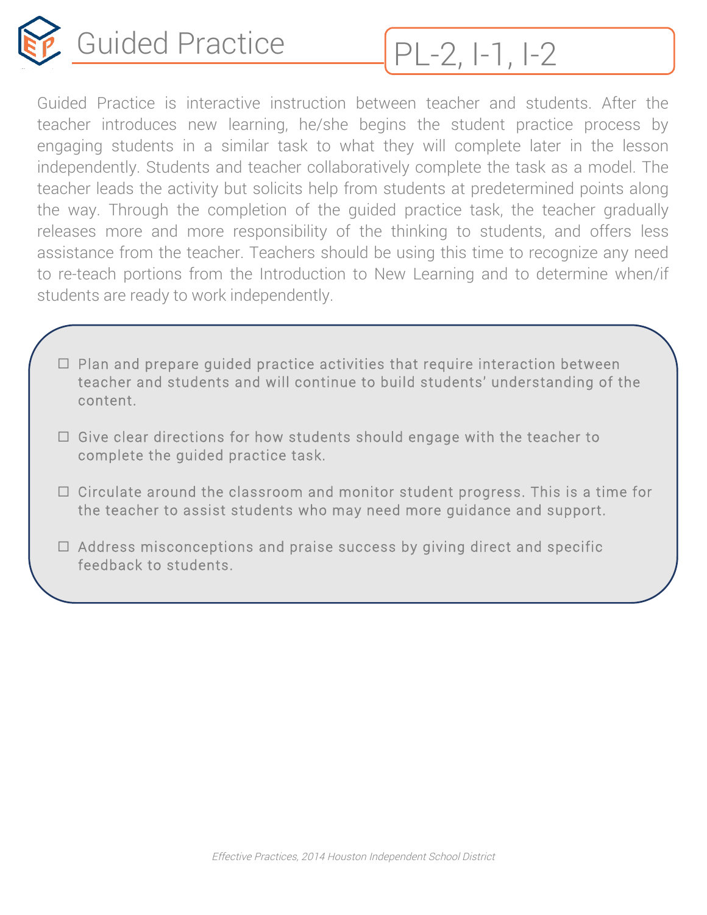# Guided Practice

PL-2, I-1, I-2

Guided Practice is interactive instruction between teacher and students. After the teacher introduces new learning, he/she begins the student practice process by engaging students in a similar task to what they will complete later in the lesson independently. Students and teacher collaboratively complete the task as a model. The teacher leads the activity but solicits help from students at predetermined points along the way. Through the completion of the guided practice task, the teacher gradually releases more and more responsibility of the thinking to students, and offers less assistance from the teacher. Teachers should be using this time to recognize any need to re-teach portions from the Introduction to New Learning and to determine when/if students are ready to work independently.

- ☐ Plan and prepare guided practice activities that require interaction between teacher and students and will continue to build students' understanding of the content.
- ☐ Give clear directions for how students should engage with the teacher to complete the guided practice task.
- ☐ Circulate around the classroom and monitor student progress. This is a time for the teacher to assist students who may need more guidance and support.
- ☐ Address misconceptions and praise success by giving direct and specific feedback to students.

*Effective Practices, 2014 Houston Independent School District*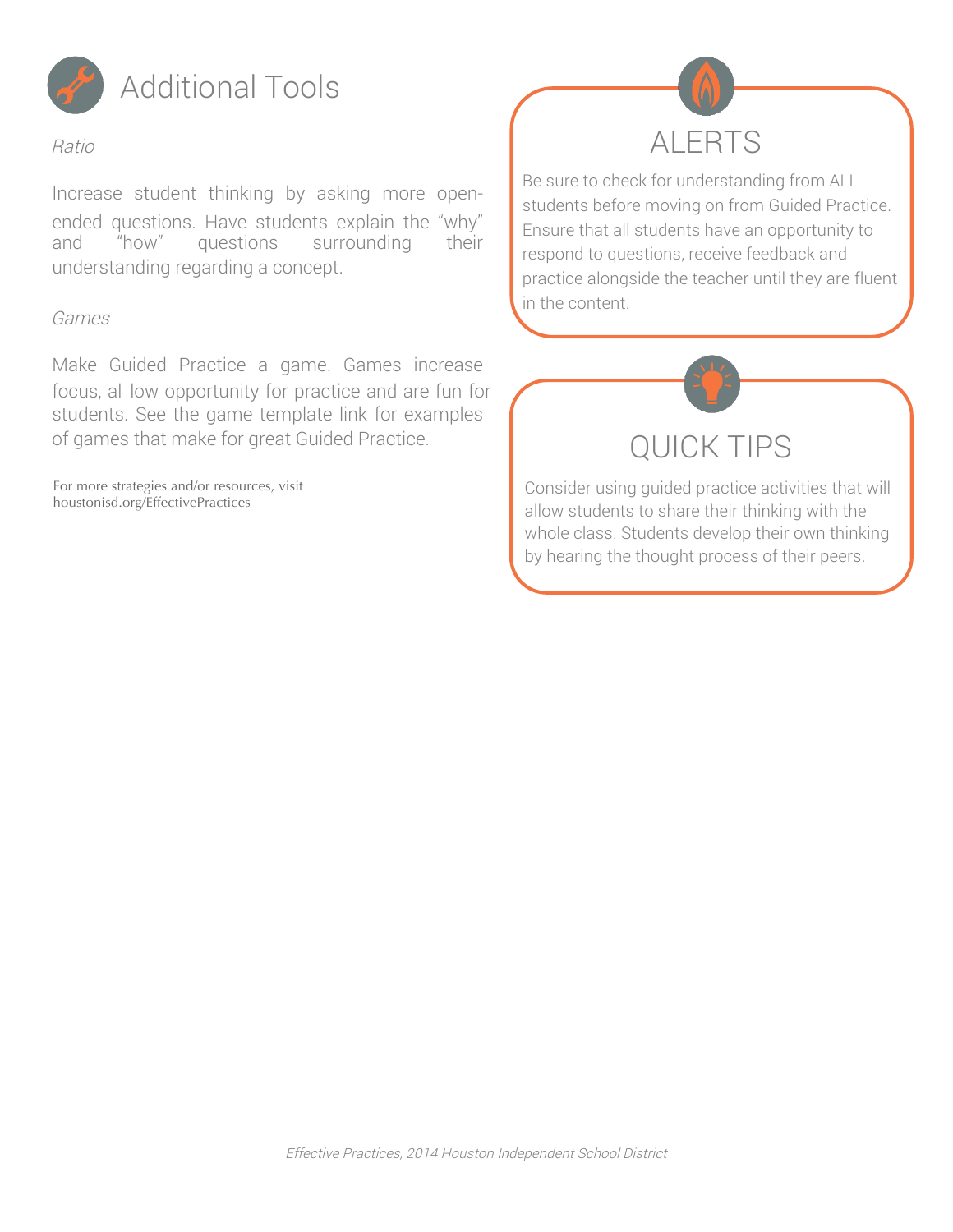# Additional Tools

*Ratio*

Increase student thinking by asking more open-ended questions. Have students explain the "why" and "how" questions surrounding their understanding regarding a concept.

*Games*

Make Guided Practice a game. Games increase focus, al low opportunity for practice and are fun for students. See the game template link for examples of games that make for great Guided Practice.

For more strategies and/or resources, visit houstonisd.org/EffectivePractices

## ALERTS

Be sure to check for understanding from ALL students before moving on from Guided Practice. Ensure that all students have an opportunity to respond to questions, receive feedback and practice alongside the teacher until they are fluent in the content.

## QUICK TIPS

Consider using guided practice activities that will allow students to share their thinking with the whole class. Students develop their own thinking by hearing the thought process of their peers.